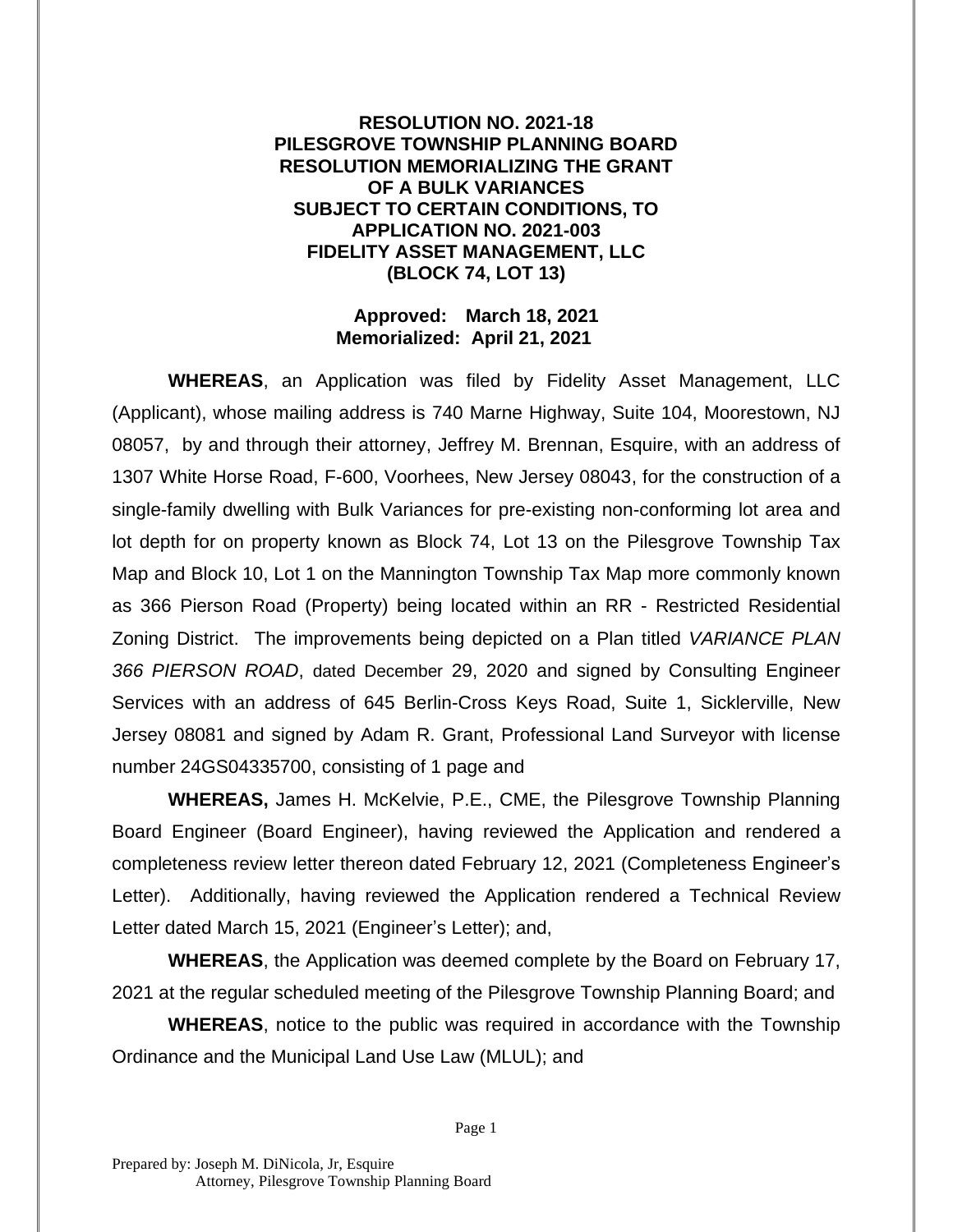**RESOLUTION NO. 2021-18**
**PILESGROVE TOWNSHIP PLANNING BOARD**
**RESOLUTION MEMORIALIZING THE GRANT**
**OF A BULK VARIANCES**
**SUBJECT TO CERTAIN CONDITIONS, TO**
**APPLICATION NO. 2021-003**
**FIDELITY ASSET MANAGEMENT, LLC**
**(BLOCK 74, LOT 13)**

**Approved: March 18, 2021**
**Memorialized: April 21, 2021**

**WHEREAS**, an Application was filed by Fidelity Asset Management, LLC (Applicant), whose mailing address is 740 Marne Highway, Suite 104, Moorestown, NJ 08057, by and through their attorney, Jeffrey M. Brennan, Esquire, with an address of 1307 White Horse Road, F-600, Voorhees, New Jersey 08043, for the construction of a single-family dwelling with Bulk Variances for pre-existing non-conforming lot area and lot depth for on property known as Block 74, Lot 13 on the Pilesgrove Township Tax Map and Block 10, Lot 1 on the Mannington Township Tax Map more commonly known as 366 Pierson Road (Property) being located within an RR - Restricted Residential Zoning District. The improvements being depicted on a Plan titled *VARIANCE PLAN 366 PIERSON ROAD*, dated December 29, 2020 and signed by Consulting Engineer Services with an address of 645 Berlin-Cross Keys Road, Suite 1, Sicklerville, New Jersey 08081 and signed by Adam R. Grant, Professional Land Surveyor with license number 24GS04335700, consisting of 1 page and

**WHEREAS,** James H. McKelvie, P.E., CME, the Pilesgrove Township Planning Board Engineer (Board Engineer), having reviewed the Application and rendered a completeness review letter thereon dated February 12, 2021 (Completeness Engineer's Letter). Additionally, having reviewed the Application rendered a Technical Review Letter dated March 15, 2021 (Engineer's Letter); and,

**WHEREAS**, the Application was deemed complete by the Board on February 17, 2021 at the regular scheduled meeting of the Pilesgrove Township Planning Board; and

**WHEREAS**, notice to the public was required in accordance with the Township Ordinance and the Municipal Land Use Law (MLUL); and

Prepared by: Joseph M. DiNicola, Jr, Esquire
Attorney, Pilesgrove Township Planning Board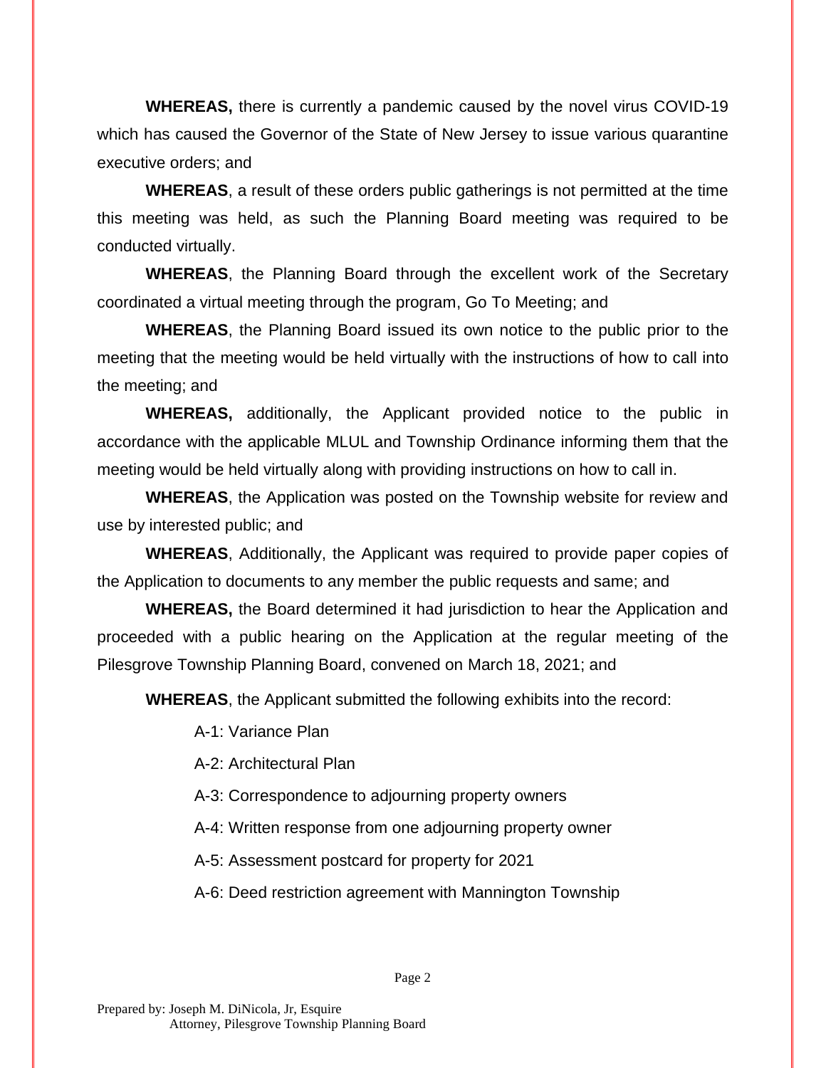**WHEREAS,** there is currently a pandemic caused by the novel virus COVID-19 which has caused the Governor of the State of New Jersey to issue various quarantine executive orders; and

**WHEREAS**, a result of these orders public gatherings is not permitted at the time this meeting was held, as such the Planning Board meeting was required to be conducted virtually.

**WHEREAS**, the Planning Board through the excellent work of the Secretary coordinated a virtual meeting through the program, Go To Meeting; and

**WHEREAS**, the Planning Board issued its own notice to the public prior to the meeting that the meeting would be held virtually with the instructions of how to call into the meeting; and

**WHEREAS,** additionally, the Applicant provided notice to the public in accordance with the applicable MLUL and Township Ordinance informing them that the meeting would be held virtually along with providing instructions on how to call in.

**WHEREAS**, the Application was posted on the Township website for review and use by interested public; and

**WHEREAS**, Additionally, the Applicant was required to provide paper copies of the Application to documents to any member the public requests and same; and

**WHEREAS,** the Board determined it had jurisdiction to hear the Application and proceeded with a public hearing on the Application at the regular meeting of the Pilesgrove Township Planning Board, convened on March 18, 2021; and

**WHEREAS**, the Applicant submitted the following exhibits into the record:

A-1: Variance Plan

A-2: Architectural Plan

A-3: Correspondence to adjourning property owners

A-4: Written response from one adjourning property owner

A-5: Assessment postcard for property for 2021

A-6: Deed restriction agreement with Mannington Township

Prepared by: Joseph M. DiNicola, Jr, Esquire
Attorney, Pilesgrove Township Planning Board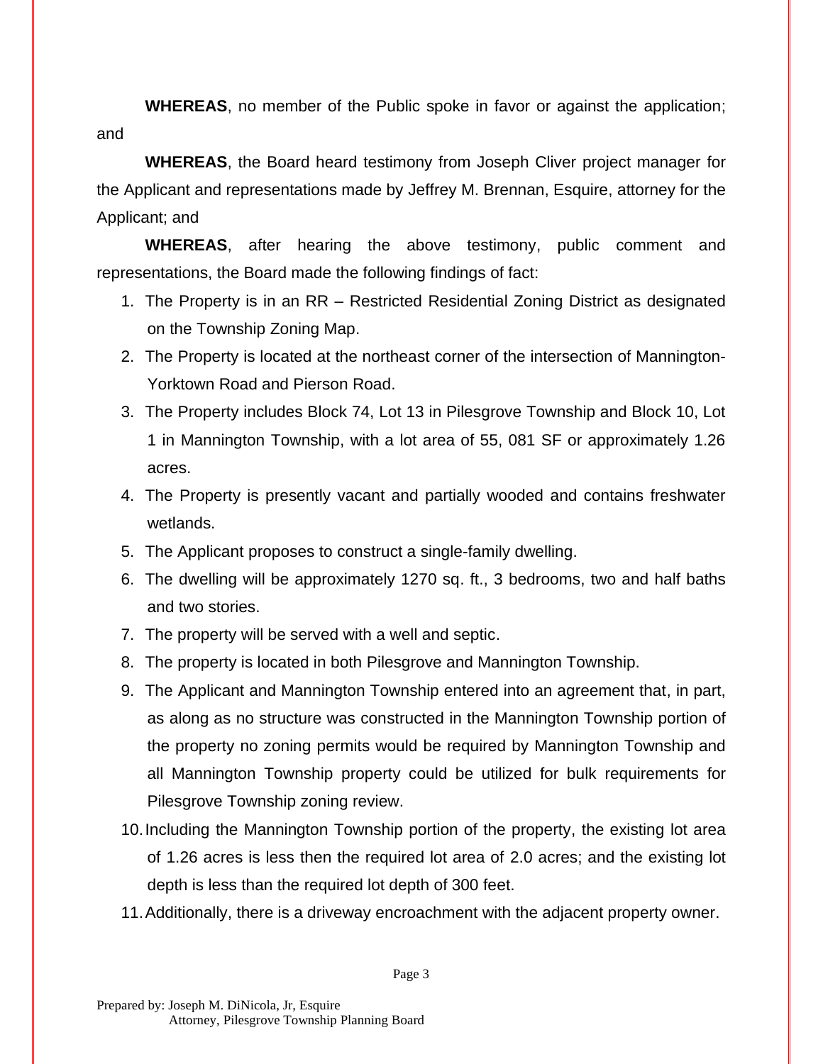**WHEREAS**, no member of the Public spoke in favor or against the application; and

**WHEREAS**, the Board heard testimony from Joseph Cliver project manager for the Applicant and representations made by Jeffrey M. Brennan, Esquire, attorney for the Applicant; and

**WHEREAS**, after hearing the above testimony, public comment and representations, the Board made the following findings of fact:

1. The Property is in an RR – Restricted Residential Zoning District as designated on the Township Zoning Map.
2. The Property is located at the northeast corner of the intersection of Mannington-Yorktown Road and Pierson Road.
3. The Property includes Block 74, Lot 13 in Pilesgrove Township and Block 10, Lot 1 in Mannington Township, with a lot area of 55, 081 SF or approximately 1.26 acres.
4. The Property is presently vacant and partially wooded and contains freshwater wetlands.
5. The Applicant proposes to construct a single-family dwelling.
6. The dwelling will be approximately 1270 sq. ft., 3 bedrooms, two and half baths and two stories.
7. The property will be served with a well and septic.
8. The property is located in both Pilesgrove and Mannington Township.
9. The Applicant and Mannington Township entered into an agreement that, in part, as along as no structure was constructed in the Mannington Township portion of the property no zoning permits would be required by Mannington Township and all Mannington Township property could be utilized for bulk requirements for Pilesgrove Township zoning review.
10. Including the Mannington Township portion of the property, the existing lot area of 1.26 acres is less then the required lot area of 2.0 acres; and the existing lot depth is less than the required lot depth of 300 feet.
11. Additionally, there is a driveway encroachment with the adjacent property owner.

Prepared by: Joseph M. DiNicola, Jr, Esquire
Attorney, Pilesgrove Township Planning Board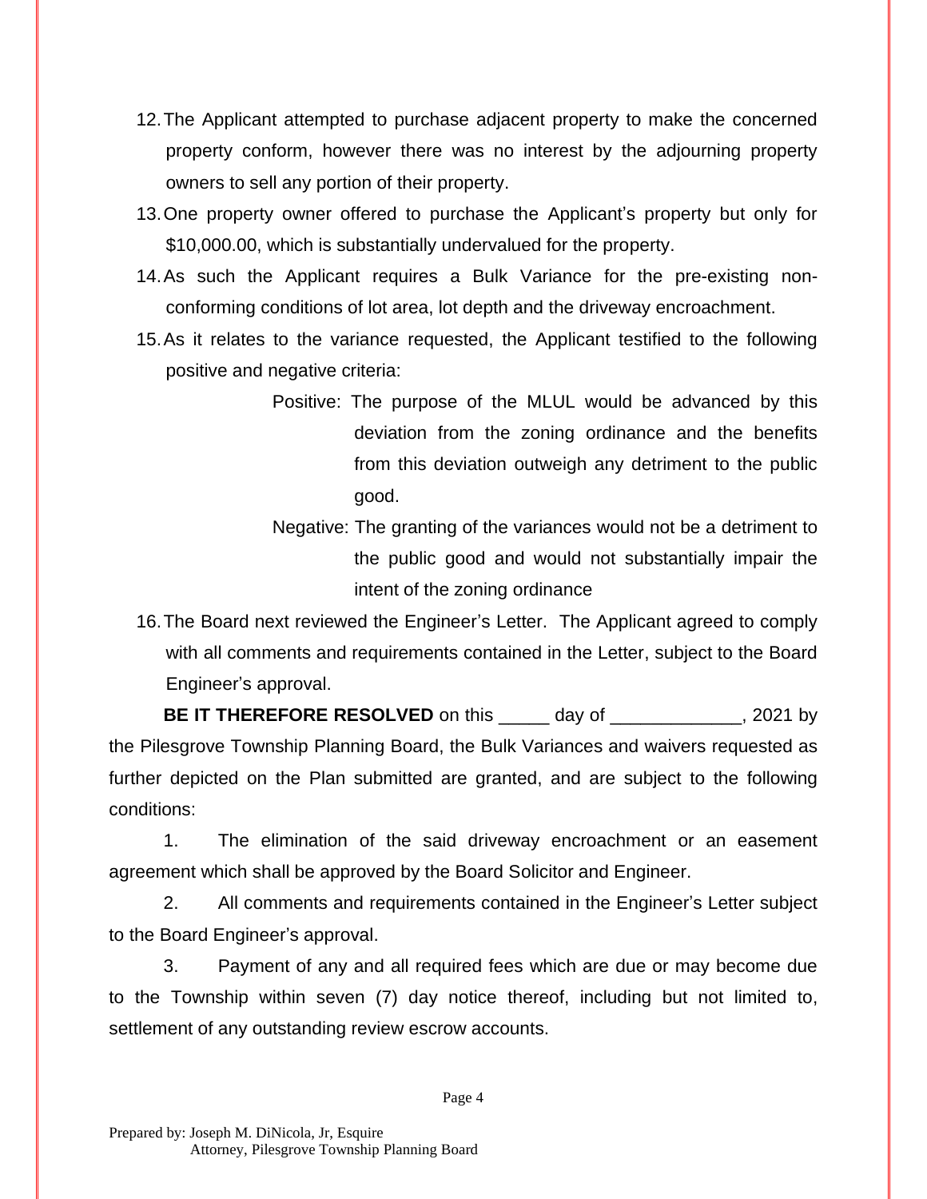12. The Applicant attempted to purchase adjacent property to make the concerned property conform, however there was no interest by the adjourning property owners to sell any portion of their property.
13. One property owner offered to purchase the Applicant's property but only for $10,000.00, which is substantially undervalued for the property.
14. As such the Applicant requires a Bulk Variance for the pre-existing non-conforming conditions of lot area, lot depth and the driveway encroachment.
15. As it relates to the variance requested, the Applicant testified to the following positive and negative criteria:

    Positive: The purpose of the MLUL would be advanced by this deviation from the zoning ordinance and the benefits from this deviation outweigh any detriment to the public good.

    Negative: The granting of the variances would not be a detriment to the public good and would not substantially impair the intent of the zoning ordinance

16. The Board next reviewed the Engineer's Letter. The Applicant agreed to comply with all comments and requirements contained in the Letter, subject to the Board Engineer's approval.

**BE IT THEREFORE RESOLVED** on this _____ day of _____________, 2021 by the Pilesgrove Township Planning Board, the Bulk Variances and waivers requested as further depicted on the Plan submitted are granted, and are subject to the following conditions:

1. The elimination of the said driveway encroachment or an easement agreement which shall be approved by the Board Solicitor and Engineer.
2. All comments and requirements contained in the Engineer's Letter subject to the Board Engineer's approval.
3. Payment of any and all required fees which are due or may become due to the Township within seven (7) day notice thereof, including but not limited to, settlement of any outstanding review escrow accounts.

Prepared by: Joseph M. DiNicola, Jr, Esquire
Attorney, Pilesgrove Township Planning Board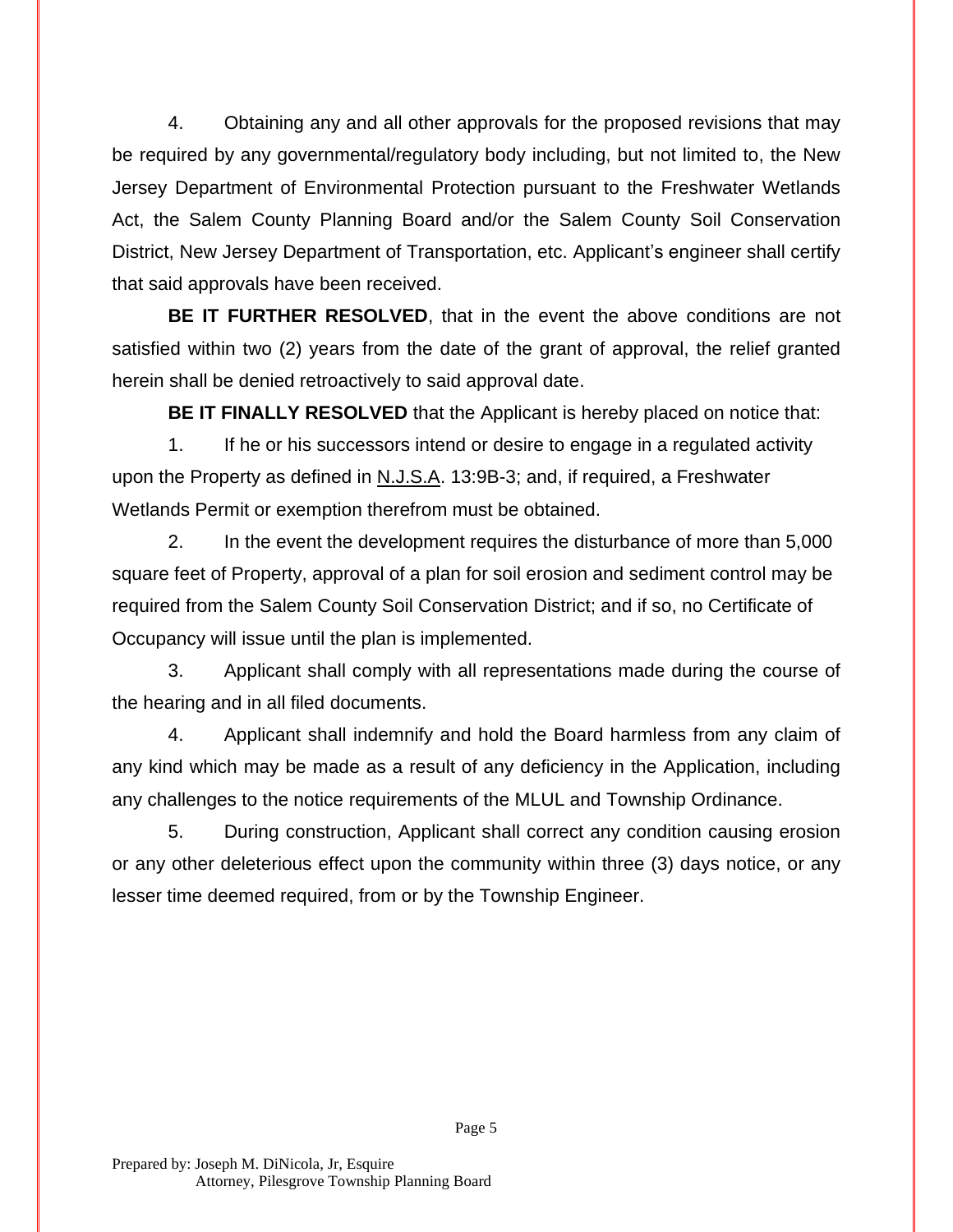4. Obtaining any and all other approvals for the proposed revisions that may be required by any governmental/regulatory body including, but not limited to, the New Jersey Department of Environmental Protection pursuant to the Freshwater Wetlands Act, the Salem County Planning Board and/or the Salem County Soil Conservation District, New Jersey Department of Transportation, etc. Applicant's engineer shall certify that said approvals have been received.

**BE IT FURTHER RESOLVED**, that in the event the above conditions are not satisfied within two (2) years from the date of the grant of approval, the relief granted herein shall be denied retroactively to said approval date.

**BE IT FINALLY RESOLVED** that the Applicant is hereby placed on notice that:

1. If he or his successors intend or desire to engage in a regulated activity upon the Property as defined in N.J.S.A. 13:9B-3; and, if required, a Freshwater Wetlands Permit or exemption therefrom must be obtained.

2. In the event the development requires the disturbance of more than 5,000 square feet of Property, approval of a plan for soil erosion and sediment control may be required from the Salem County Soil Conservation District; and if so, no Certificate of Occupancy will issue until the plan is implemented.

3. Applicant shall comply with all representations made during the course of the hearing and in all filed documents.

4. Applicant shall indemnify and hold the Board harmless from any claim of any kind which may be made as a result of any deficiency in the Application, including any challenges to the notice requirements of the MLUL and Township Ordinance.

5. During construction, Applicant shall correct any condition causing erosion or any other deleterious effect upon the community within three (3) days notice, or any lesser time deemed required, from or by the Township Engineer.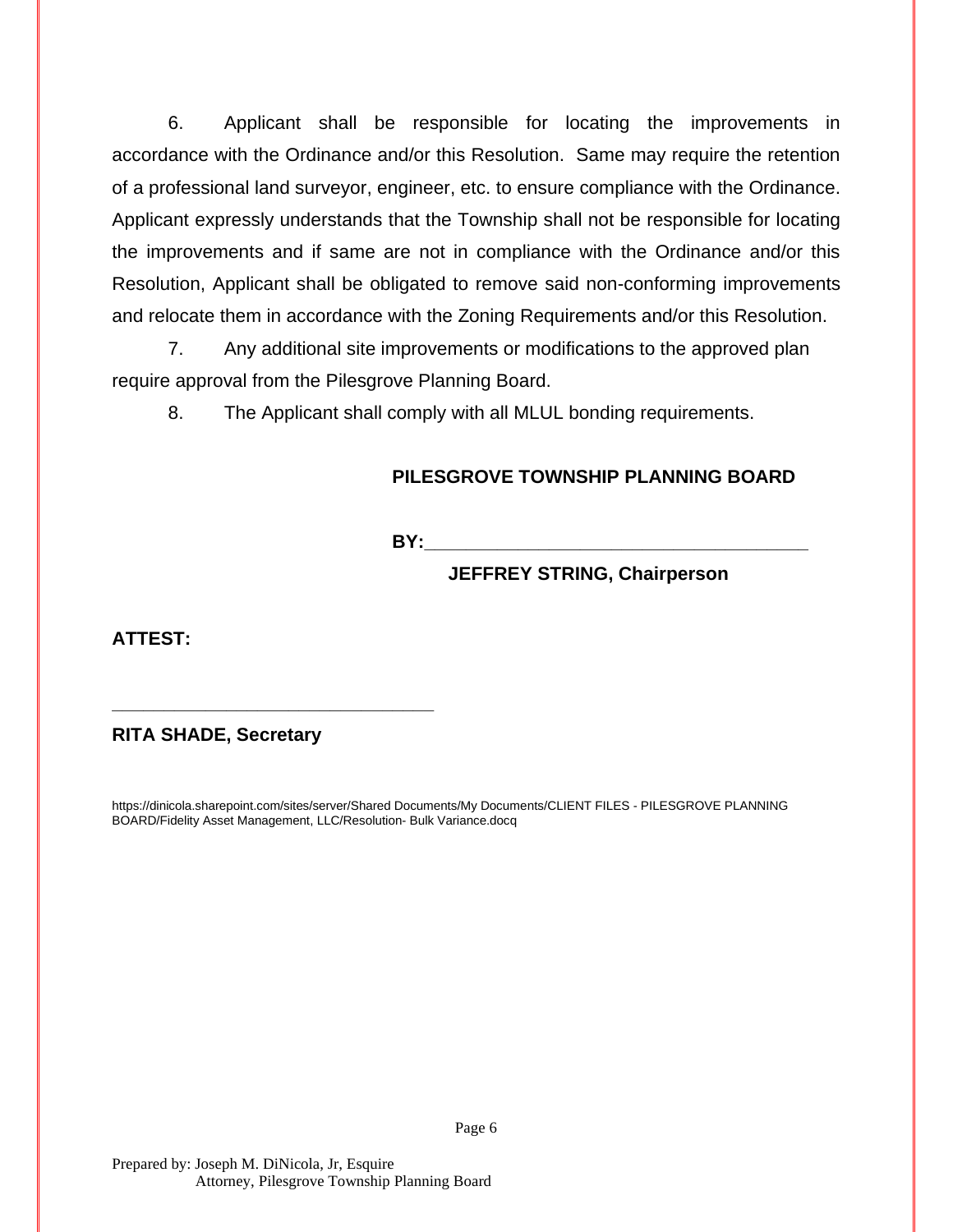6. Applicant shall be responsible for locating the improvements in accordance with the Ordinance and/or this Resolution. Same may require the retention of a professional land surveyor, engineer, etc. to ensure compliance with the Ordinance. Applicant expressly understands that the Township shall not be responsible for locating the improvements and if same are not in compliance with the Ordinance and/or this Resolution, Applicant shall be obligated to remove said non-conforming improvements and relocate them in accordance with the Zoning Requirements and/or this Resolution.

7. Any additional site improvements or modifications to the approved plan require approval from the Pilesgrove Planning Board.

8. The Applicant shall comply with all MLUL bonding requirements.

**PILESGROVE TOWNSHIP PLANNING BOARD**

**BY:**_______________________________________

**JEFFREY STRING, Chairperson**

**ATTEST:**

_________________________________

**RITA SHADE, Secretary**

https://dinicola.sharepoint.com/sites/server/Shared Documents/My Documents/CLIENT FILES - PILESGROVE PLANNING BOARD/Fidelity Asset Management, LLC/Resolution- Bulk Variance.docq

Prepared by: Joseph M. DiNicola, Jr, Esquire
Attorney, Pilesgrove Township Planning Board